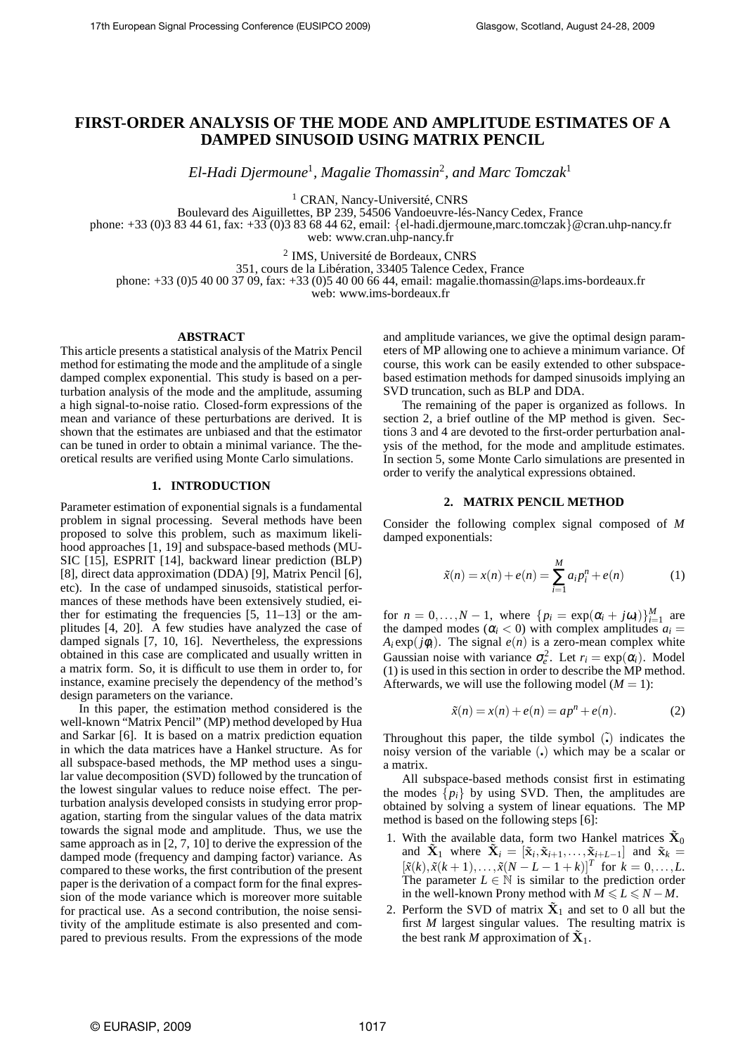# FIRST-ORDER ANALYSIS OF THE MODE AND AMPLITUDE ESTIMATES OF A DAMPED SINUSOID USING MATRIX PENCIL

*El-Hadi Djermoune*[1], *Magalie Thomassin*[2], *and Marc Tomczak*[1]

[1] CRAN, Nancy-Université, CNRS
Boulevard des Aiguillettes, BP 239, 54506 Vandoeuvre-lés-Nancy Cedex, France
phone: +33 (0)3 83 44 61, fax: +33 (0)3 83 68 44 62, email: {el-hadi.djermoune,marc.tomczak}@cran.uhp-nancy.fr
web: www.cran.uhp-nancy.fr

[2] IMS, Université de Bordeaux, CNRS
351, cours de la Libération, 33405 Talence Cedex, France
phone: +33 (0)5 40 00 37 09, fax: +33 (0)5 40 00 66 44, email: magalie.thomassin@laps.ims-bordeaux.fr
web: www.ims-bordeaux.fr

## ABSTRACT

This article presents a statistical analysis of the Matrix Pencil method for estimating the mode and the amplitude of a single damped complex exponential. This study is based on a perturbation analysis of the mode and the amplitude, assuming a high signal-to-noise ratio. Closed-form expressions of the mean and variance of these perturbations are derived. It is shown that the estimates are unbiased and that the estimator can be tuned in order to obtain a minimal variance. The theoretical results are verified using Monte Carlo simulations.

## 1. INTRODUCTION

Parameter estimation of exponential signals is a fundamental problem in signal processing. Several methods have been proposed to solve this problem, such as maximum likelihood approaches [1, 19] and subspace-based methods (MUSIC [15], ESPRIT [14], backward linear prediction (BLP) [8], direct data approximation (DDA) [9], Matrix Pencil [6], etc). In the case of undamped sinusoids, statistical performances of these methods have been extensively studied, either for estimating the frequencies [5, 11–13] or the amplitudes [4, 20]. A few studies have analyzed the case of damped signals [7, 10, 16]. Nevertheless, the expressions obtained in this case are complicated and usually written in a matrix form. So, it is difficult to use them in order to, for instance, examine precisely the dependency of the method's design parameters on the variance.

In this paper, the estimation method considered is the well-known "Matrix Pencil" (MP) method developed by Hua and Sarkar [6]. It is based on a matrix prediction equation in which the data matrices have a Hankel structure. As for all subspace-based methods, the MP method uses a singular value decomposition (SVD) followed by the truncation of the lowest singular values to reduce noise effect. The perturbation analysis developed consists in studying error propagation, starting from the singular values of the data matrix towards the signal mode and amplitude. Thus, we use the same approach as in [2, 7, 10] to derive the expression of the damped mode (frequency and damping factor) variance. As compared to these works, the first contribution of the present paper is the derivation of a compact form for the final expression of the mode variance which is moreover more suitable for practical use. As a second contribution, the noise sensitivity of the amplitude estimate is also presented and compared to previous results. From the expressions of the mode and amplitude variances, we give the optimal design parameters of MP allowing one to achieve a minimum variance. Of course, this work can be easily extended to other subspace-based estimation methods for damped sinusoids implying an SVD truncation, such as BLP and DDA.

The remaining of the paper is organized as follows. In section 2, a brief outline of the MP method is given. Sections 3 and 4 are devoted to the first-order perturbation analysis of the method, for the mode and amplitude estimates. In section 5, some Monte Carlo simulations are presented in order to verify the analytical expressions obtained.

## 2. MATRIX PENCIL METHOD

Consider the following complex signal composed of $M$ damped exponentials:

$$\tilde{x}(n) = x(n) + e(n) = \sum_{i=1}^{M} a_i p_i^n + e(n) \tag{1}$$

for $n = 0, \ldots, N-1$, where $\{p_i = \exp(\alpha_i + j\omega_i)\}_{i=1}^{M}$ are the damped modes ($\alpha_i < 0$) with complex amplitudes $a_i = A_i \exp(j\phi_i)$. The signal $e(n)$ is a zero-mean complex white Gaussian noise with variance $\sigma_e^2$. Let $r_i = \exp(\alpha_i)$. Model (1) is used in this section in order to describe the MP method. Afterwards, we will use the following model ($M = 1$):

$$\tilde{x}(n) = x(n) + e(n) = a p^n + e(n). \tag{2}$$

Throughout this paper, the tilde symbol $\tilde{(\cdot)}$ indicates the noisy version of the variable $(\cdot)$ which may be a scalar or a matrix.

All subspace-based methods consist first in estimating the modes $\{p_i\}$ by using SVD. Then, the amplitudes are obtained by solving a system of linear equations. The MP method is based on the following steps [6]:

1. With the available data, form two Hankel matrices $\tilde{\mathbf{X}}_0$ and $\tilde{\mathbf{X}}_1$ where $\tilde{\mathbf{X}}_i = [\tilde{\mathbf{x}}_i, \tilde{\mathbf{x}}_{i+1}, \ldots, \tilde{\mathbf{x}}_{i+L-1}]$ and $\tilde{\mathbf{x}}_k = [\tilde{x}(k), \tilde{x}(k+1), \ldots, \tilde{x}(N-L-1+k)]^T$ for $k = 0, \ldots, L$. The parameter $L \in \mathbb{N}$ is similar to the prediction order in the well-known Prony method with $M \leqslant L \leqslant N - M$.
2. Perform the SVD of matrix $\tilde{\mathbf{X}}_1$ and set to 0 all but the first $M$ largest singular values. The resulting matrix is the best rank $M$ approximation of $\tilde{\mathbf{X}}_1$.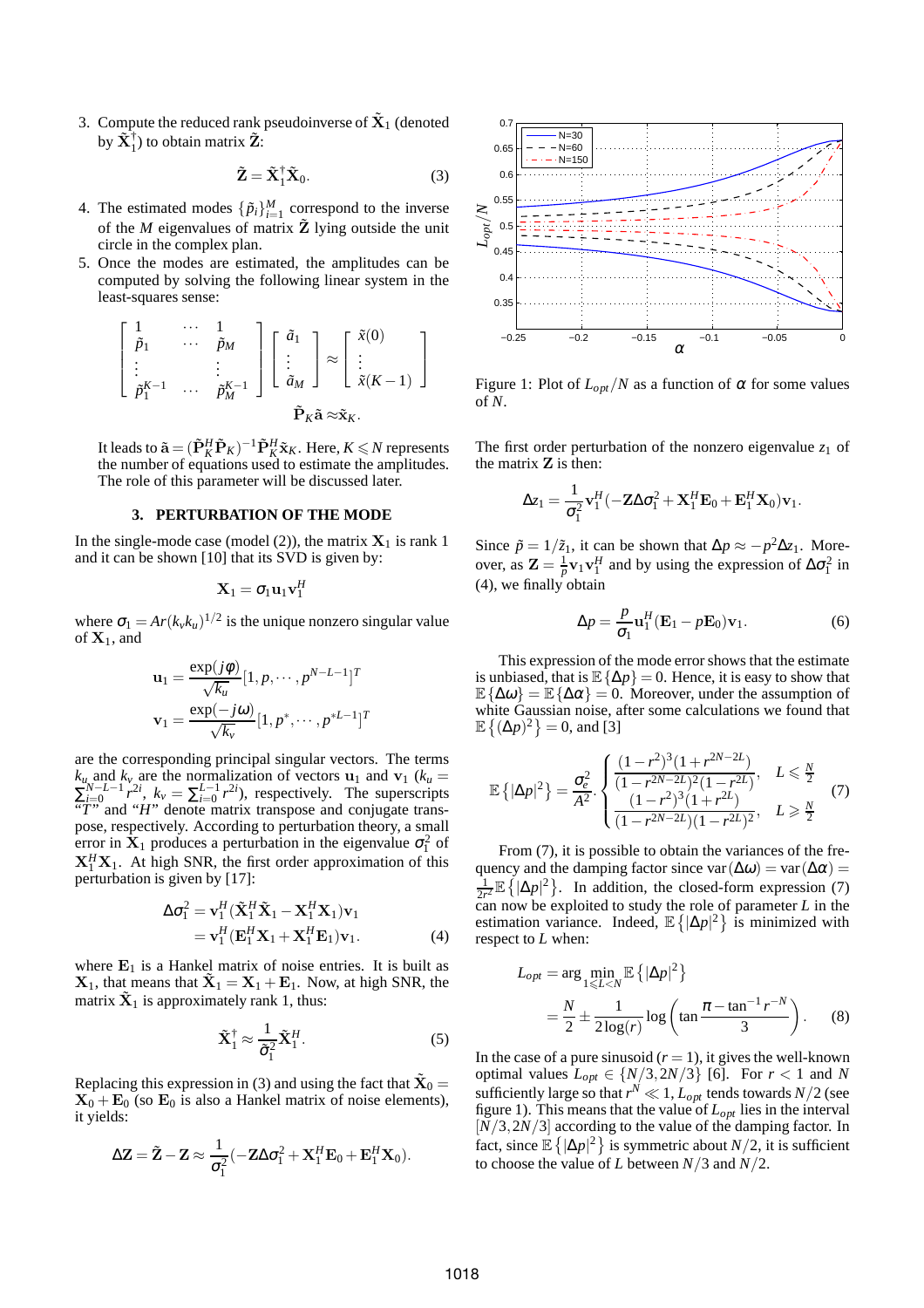3. Compute the reduced rank pseudoinverse of $\tilde{\mathbf{X}}_1$ (denoted by $\tilde{\mathbf{X}}_1^\dagger$) to obtain matrix $\tilde{\mathbf{Z}}$:

$$\tilde{\mathbf{Z}} = \tilde{\mathbf{X}}_1^\dagger \tilde{\mathbf{X}}_0. \tag{3}$$

4. The estimated modes $\{\tilde{p}_i\}_{i=1}^M$ correspond to the inverse of the $M$ eigenvalues of matrix $\tilde{\mathbf{Z}}$ lying outside the unit circle in the complex plan.
5. Once the modes are estimated, the amplitudes can be computed by solving the following linear system in the least-squares sense:

$$\begin{bmatrix} 1 & \cdots & 1 \\ \tilde{p}_1 & \cdots & \tilde{p}_M \\ \vdots & & \vdots \\ \tilde{p}_1^{K-1} & \cdots & \tilde{p}_M^{K-1} \end{bmatrix} \begin{bmatrix} \tilde{a}_1 \\ \vdots \\ \tilde{a}_M \end{bmatrix} \approx \begin{bmatrix} \tilde{x}(0) \\ \vdots \\ \tilde{x}(K-1) \end{bmatrix}$$

$$\tilde{\mathbf{P}}_K \tilde{\mathbf{a}} \approx \tilde{\mathbf{x}}_K.$$

It leads to $\tilde{\mathbf{a}} = (\tilde{\mathbf{P}}_K^H \tilde{\mathbf{P}}_K)^{-1} \tilde{\mathbf{P}}_K^H \tilde{\mathbf{x}}_K$. Here, $K \leqslant N$ represents the number of equations used to estimate the amplitudes. The role of this parameter will be discussed later.

## 3. PERTURBATION OF THE MODE

In the single-mode case (model (2)), the matrix $\mathbf{X}_1$ is rank 1 and it can be shown [10] that its SVD is given by:

$$\mathbf{X}_1 = \sigma_1 \mathbf{u}_1 \mathbf{v}_1^H$$

where $\sigma_1 = Ar(k_v k_u)^{1/2}$ is the unique nonzero singular value of $\mathbf{X}_1$, and

$$\mathbf{u}_1 = \frac{\exp(j\phi)}{\sqrt{k_u}}[1, p, \cdots, p^{N-L-1}]^T$$
$$\mathbf{v}_1 = \frac{\exp(-j\omega)}{\sqrt{k_v}}[1, p^*, \cdots, p^{*L-1}]^T$$

are the corresponding principal singular vectors. The terms $k_u$ and $k_v$ are the normalization of vectors $\mathbf{u}_1$ and $\mathbf{v}_1$ ($k_u = \sum_{i=0}^{N-L-1} r^{2i}$, $k_v = \sum_{i=0}^{L-1} r^{2i}$), respectively. The superscripts "$T$" and "$H$" denote matrix transpose and conjugate transpose, respectively. According to perturbation theory, a small error in $\mathbf{X}_1$ produces a perturbation in the eigenvalue $\sigma_1^2$ of $\mathbf{X}_1^H \mathbf{X}_1$. At high SNR, the first order approximation of this perturbation is given by [17]:

$$\begin{aligned} \Delta\sigma_1^2 &= \mathbf{v}_1^H(\tilde{\mathbf{X}}_1^H \tilde{\mathbf{X}}_1 - \mathbf{X}_1^H \mathbf{X}_1)\mathbf{v}_1 \\ &= \mathbf{v}_1^H(\mathbf{E}_1^H \mathbf{X}_1 + \mathbf{X}_1^H \mathbf{E}_1)\mathbf{v}_1. \end{aligned} \tag{4}$$

where $\mathbf{E}_1$ is a Hankel matrix of noise entries. It is built as $\mathbf{X}_1$, that means that $\tilde{\mathbf{X}}_1 = \mathbf{X}_1 + \mathbf{E}_1$. Now, at high SNR, the matrix $\tilde{\mathbf{X}}_1$ is approximately rank 1, thus:

$$\tilde{\mathbf{X}}_1^\dagger \approx \frac{1}{\tilde{\sigma}_1^2} \tilde{\mathbf{X}}_1^H. \tag{5}$$

Replacing this expression in (3) and using the fact that $\tilde{\mathbf{X}}_0 = \mathbf{X}_0 + \mathbf{E}_0$ (so $\mathbf{E}_0$ is also a Hankel matrix of noise elements), it yields:

$$\Delta\mathbf{Z} = \tilde{\mathbf{Z}} - \mathbf{Z} \approx \frac{1}{\sigma_1^2}(-\mathbf{Z}\Delta\sigma_1^2 + \mathbf{X}_1^H \mathbf{E}_0 + \mathbf{E}_1^H \mathbf{X}_0).$$

Figure 1: Plot of $L_{opt}/N$ as a function of $\alpha$ for some values of $N$.

The first order perturbation of the nonzero eigenvalue $z_1$ of the matrix $\mathbf{Z}$ is then:

$$\Delta z_1 = \frac{1}{\sigma_1^2} \mathbf{v}_1^H(-\mathbf{Z}\Delta\sigma_1^2 + \mathbf{X}_1^H \mathbf{E}_0 + \mathbf{E}_1^H \mathbf{X}_0)\mathbf{v}_1.$$

Since $\tilde{p} = 1/\tilde{z}_1$, it can be shown that $\Delta p \approx -p^2 \Delta z_1$. Moreover, as $\mathbf{Z} = \frac{1}{p}\mathbf{v}_1\mathbf{v}_1^H$ and by using the expression of $\Delta\sigma_1^2$ in (4), we finally obtain

$$\Delta p = \frac{p}{\sigma_1} \mathbf{u}_1^H(\mathbf{E}_1 - p\mathbf{E}_0)\mathbf{v}_1. \tag{6}$$

This expression of the mode error shows that the estimate is unbiased, that is $\mathbb{E}\{\Delta p\} = 0$. Hence, it is easy to show that $\mathbb{E}\{\Delta\omega\} = \mathbb{E}\{\Delta\alpha\} = 0$. Moreover, under the assumption of white Gaussian noise, after some calculations we found that $\mathbb{E}\{(\Delta p)^2\} = 0$, and [3]

$$\mathbb{E}\{|\Delta p|^2\} = \frac{\sigma_e^2}{A^2} \cdot \begin{cases} \dfrac{(1-r^2)^3(1+r^{2N-2L})}{(1-r^{2N-2L})^2(1-r^{2L})}, & L \leqslant \frac{N}{2} \\ \dfrac{(1-r^2)^3(1+r^{2L})}{(1-r^{2N-2L})(1-r^{2L})^2}, & L \geqslant \frac{N}{2} \end{cases} \tag{7}$$

From (7), it is possible to obtain the variances of the frequency and the damping factor since $\mathrm{var}(\Delta\omega) = \mathrm{var}(\Delta\alpha) = \frac{1}{2r^2}\mathbb{E}\{|\Delta p|^2\}$. In addition, the closed-form expression (7) can now be exploited to study the role of parameter $L$ in the estimation variance. Indeed, $\mathbb{E}\{|\Delta p|^2\}$ is minimized with respect to $L$ when:

$$\begin{aligned} L_{opt} &= \arg\min_{1 \leqslant L < N} \mathbb{E}\{|\Delta p|^2\} \\ &= \frac{N}{2} \pm \frac{1}{2\log(r)} \log\left(\tan\frac{\pi - \tan^{-1} r^{-N}}{3}\right). \end{aligned} \tag{8}$$

In the case of a pure sinusoid ($r = 1$), it gives the well-known optimal values $L_{opt} \in \{N/3, 2N/3\}$ [6]. For $r < 1$ and $N$ sufficiently large so that $r^N \ll 1$, $L_{opt}$ tends towards $N/2$ (see figure 1). This means that the value of $L_{opt}$ lies in the interval $[N/3, 2N/3]$ according to the value of the damping factor. In fact, since $\mathbb{E}\{|\Delta p|^2\}$ is symmetric about $N/2$, it is sufficient to choose the value of $L$ between $N/3$ and $N/2$.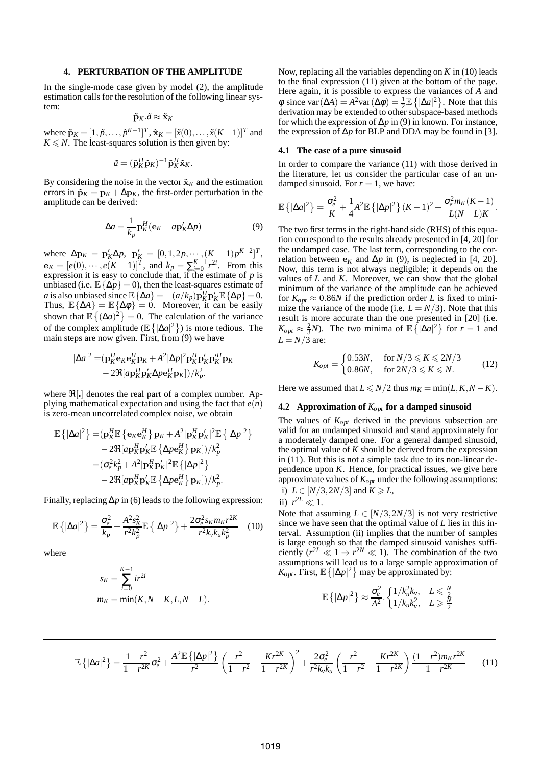## 4. PERTURBATION OF THE AMPLITUDE

In the single-mode case given by model (2), the amplitude estimation calls for the resolution of the following linear system:

$$\tilde{\mathbf{p}}_K.\tilde{a} \approx \tilde{\mathbf{x}}_K$$

where $\tilde{\mathbf{p}}_K = [1, \tilde{p}, \ldots, \tilde{p}^{K-1}]^T$, $\tilde{\mathbf{x}}_K = [\tilde{x}(0), \ldots, \tilde{x}(K-1)]^T$ and $K \leqslant N$. The least-squares solution is then given by:

$$\tilde{a} = (\tilde{\mathbf{p}}_K^H \tilde{\mathbf{p}}_K)^{-1} \tilde{\mathbf{p}}_K^H \tilde{\mathbf{x}}_K.$$

By considering the noise in the vector $\tilde{\mathbf{x}}_K$ and the estimation errors in $\tilde{\mathbf{p}}_K = \mathbf{p}_K + \Delta\mathbf{p}_K$, the first-order perturbation in the amplitude can be derived:

$$\Delta a = \frac{1}{k_p} \mathbf{p}_K^H (\mathbf{e}_K - a\mathbf{p}_K' \Delta p) \tag{9}$$

where $\Delta\mathbf{p}_K = \mathbf{p}_K' \Delta p$, $\mathbf{p}_K' = [0, 1, 2p, \cdots, (K-1)p^{K-2}]^T$, $\mathbf{e}_K = [e(0), \cdots, e(K-1)]^T$, and $k_p = \sum_{i=0}^{K-1} r^{2i}$. From this expression it is easy to conclude that, if the estimate of $p$ is unbiased (i.e. $\mathbb{E}\{\Delta p\} = 0$), then the least-squares estimate of $a$ is also unbiased since $\mathbb{E}\{\Delta a\} = -(a/k_p)\mathbf{p}_K^H \mathbf{p}_K' \mathbb{E}\{\Delta p\} = 0$. Thus, $\mathbb{E}\{\Delta A\} = \mathbb{E}\{\Delta\phi\} = 0$. Moreover, it can be easily shown that $\mathbb{E}\{(\Delta a)^2\} = 0$. The calculation of the variance of the complex amplitude ($\mathbb{E}\{|\Delta a|^2\}$) is more tedious. The main steps are now given. First, from (9) we have

$$\begin{aligned}|\Delta a|^2 =& (\mathbf{p}_K^H \mathbf{e}_K \mathbf{e}_K^H \mathbf{p}_K + A^2 |\Delta p|^2 \mathbf{p}_K^H \mathbf{p}_K' \mathbf{p}_K'^H \mathbf{p}_K \\ &- 2\Re[a \mathbf{p}_K^H \mathbf{p}_K' \Delta p \mathbf{e}_K^H \mathbf{p}_K])/k_p^2.\end{aligned}$$

where $\Re[.]$ denotes the real part of a complex number. Applying mathematical expectation and using the fact that $e(n)$ is zero-mean uncorrelated complex noise, we obtain

$$\begin{aligned}\mathbb{E}\{|\Delta a|^2\} =& (\mathbf{p}_K^H \mathbb{E}\{\mathbf{e}_K \mathbf{e}_K^H\} \mathbf{p}_K + A^2 |\mathbf{p}_K^H \mathbf{p}_K'|^2 \mathbb{E}\{|\Delta p|^2\} \\ &- 2\Re[a \mathbf{p}_K^H \mathbf{p}_K' \mathbb{E}\{\Delta p \mathbf{e}_K^H\} \mathbf{p}_K])/k_p^2 \\ =& (\sigma_e^2 k_p^2 + A^2 |\mathbf{p}_K^H \mathbf{p}_K'|^2 \mathbb{E}\{|\Delta p|^2\} \\ &- 2\Re[a \mathbf{p}_K^H \mathbf{p}_K' \mathbb{E}\{\Delta p \mathbf{e}_K^H\} \mathbf{p}_K])/k_p^2.\end{aligned}$$

Finally, replacing $\Delta p$ in (6) leads to the following expression:

$$\mathbb{E}\{|\Delta a|^2\} = \frac{\sigma_e^2}{k_p} + \frac{A^2 s_K^2}{r^2 k_p^2} \mathbb{E}\{|\Delta p|^2\} + \frac{2\sigma_e^2 s_K m_K r^{2K}}{r^2 k_v k_u k_p^2} \tag{10}$$

where

$$\begin{aligned}s_K &= \sum_{i=0}^{K-1} i r^{2i} \\ m_K &= \min(K, N-K, L, N-L).\end{aligned}$$

Now, replacing all the variables depending on $K$ in (10) leads to the final expression (11) given at the bottom of the page. Here again, it is possible to express the variances of $A$ and $\phi$ since $\text{var}(\Delta A) = A^2 \text{var}(\Delta\phi) = \frac{1}{2}\mathbb{E}\{|\Delta a|^2\}$. Note that this derivation may be extended to other subspace-based methods for which the expression of $\Delta p$ in (9) in known. For instance, the expression of $\Delta p$ for BLP and DDA may be found in [3].

### 4.1 The case of a pure sinusoid

In order to compare the variance (11) with those derived in the literature, let us consider the particular case of an undamped sinusoid. For $r = 1$, we have:

$$\mathbb{E}\{|\Delta a|^2\} = \frac{\sigma_e^2}{K} + \frac{1}{4} A^2 \mathbb{E}\{|\Delta p|^2\} (K-1)^2 + \frac{\sigma_e^2 m_K (K-1)}{L(N-L)K}.$$

The two first terms in the right-hand side (RHS) of this equation correspond to the results already presented in [4, 20] for the undamped case. The last term, corresponding to the correlation between $\mathbf{e}_K$ and $\Delta p$ in (9), is neglected in [4, 20]. Now, this term is not always negligible; it depends on the values of $L$ and $K$. Moreover, we can show that the global minimum of the variance of the amplitude can be achieved for $K_{opt} \approx 0.86N$ if the prediction order $L$ is fixed to minimize the variance of the mode (i.e. $L = N/3$). Note that this result is more accurate than the one presented in [20] (i.e. $K_{opt} \approx \frac{2}{3}N$). The two minima of $\mathbb{E}\{|\Delta a|^2\}$ for $r = 1$ and $L = N/3$ are:

$$K_{opt} = \begin{cases} 0.53N, & \text{for } N/3 \leqslant K \leqslant 2N/3 \\ 0.86N, & \text{for } 2N/3 \leqslant K \leqslant N. \end{cases} \tag{12}$$

Here we assumed that $L \leqslant N/2$ thus $m_K = \min(L, K, N-K)$.

### 4.2 Approximation of $K_{opt}$ for a damped sinusoid

The values of $K_{opt}$ derived in the previous subsection are valid for an undamped sinusoid and stand approximately for a moderately damped one. For a general damped sinusoid, the optimal value of $K$ should be derived from the expression in (11). But this is not a simple task due to its non-linear dependence upon $K$. Hence, for practical issues, we give here approximate values of $K_{opt}$ under the following assumptions:

i) $L \in [N/3, 2N/3]$ and $K \geqslant L$,

ii) $r^{2L} \ll 1$.

Note that assuming $L \in [N/3, 2N/3]$ is not very restrictive since we have seen that the optimal value of $L$ lies in this interval. Assumption (ii) implies that the number of samples is large enough so that the damped sinusoid vanishes sufficiently ($r^{2L} \ll 1 \Rightarrow r^{2N} \ll 1$). The combination of the two assumptions will lead us to a large sample approximation of $K_{opt}$. First, $\mathbb{E}\{|\Delta p|^2\}$ may be approximated by:

$$\mathbb{E}\{|\Delta p|^2\} \approx \frac{\sigma_e^2}{A^2} \cdot \begin{cases} 1/k_u^2 k_v, & L \leqslant \frac{N}{2} \\ 1/k_u k_v^2, & L \geqslant \frac{N}{2} \end{cases}$$

---

$$\mathbb{E}\{|\Delta a|^2\} = \frac{1-r^2}{1-r^{2K}}\sigma_e^2 + \frac{A^2 \mathbb{E}\{|\Delta p|^2\}}{r^2} \left(\frac{r^2}{1-r^2} - \frac{K r^{2K}}{1-r^{2K}}\right)^2 + \frac{2\sigma_e^2}{r^2 k_v k_u} \left(\frac{r^2}{1-r^2} - \frac{K r^{2K}}{1-r^{2K}}\right) \frac{(1-r^2) m_K r^{2K}}{1-r^{2K}} \tag{11}$$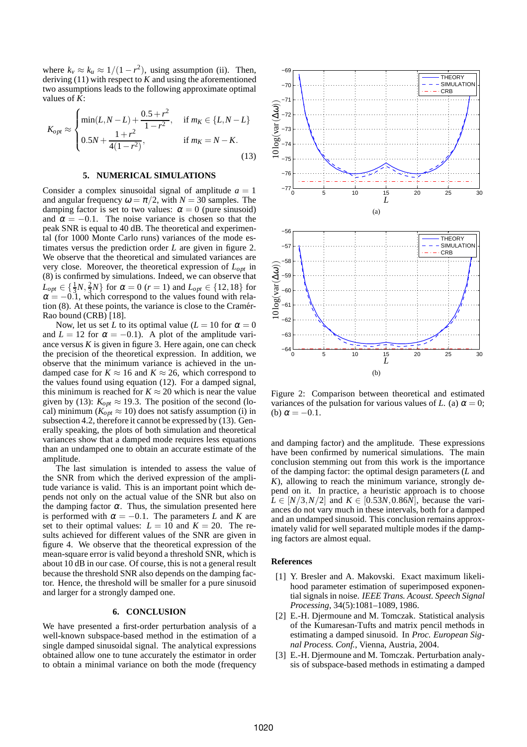where $k_v \approx k_u \approx 1/(1-r^2)$, using assumption (ii). Then, deriving (11) with respect to $K$ and using the aforementioned two assumptions leads to the following approximate optimal values of $K$:

$$K_{opt} \approx \begin{cases} \min(L, N-L) + \dfrac{0.5+r^2}{1-r^2}, & \text{if } m_K \in \{L, N-L\} \\ 0.5N + \dfrac{1+r^2}{4(1-r^2)}, & \text{if } m_K = N-K. \end{cases} \tag{13}$$

## 5. NUMERICAL SIMULATIONS

Consider a complex sinusoidal signal of amplitude $a = 1$ and angular frequency $\omega = \pi/2$, with $N = 30$ samples. The damping factor is set to two values: $\alpha = 0$ (pure sinusoid) and $\alpha = -0.1$. The noise variance is chosen so that the peak SNR is equal to 40 dB. The theoretical and experimental (for 1000 Monte Carlo runs) variances of the mode estimates versus the prediction order $L$ are given in figure 2. We observe that the theoretical and simulated variances are very close. Moreover, the theoretical expression of $L_{opt}$ in (8) is confirmed by simulations. Indeed, we can observe that $L_{opt} \in \{\frac{1}{3}N, \frac{2}{3}N\}$ for $\alpha = 0$ ($r = 1$) and $L_{opt} \in \{12, 18\}$ for $\alpha = -0.1$, which correspond to the values found with relation (8). At these points, the variance is close to the Cramér-Rao bound (CRB) [18].

Now, let us set $L$ to its optimal value ($L = 10$ for $\alpha = 0$ and $L = 12$ for $\alpha = -0.1$). A plot of the amplitude variance versus $K$ is given in figure 3. Here again, one can check the precision of the theoretical expression. In addition, we observe that the minimum variance is achieved in the undamped case for $K \approx 16$ and $K \approx 26$, which correspond to the values found using equation (12). For a damped signal, this minimum is reached for $K \approx 20$ which is near the value given by (13): $K_{opt} \approx 19.3$. The position of the second (local) minimum ($K_{opt} \approx 10$) does not satisfy assumption (i) in subsection 4.2, therefore it cannot be expressed by (13). Generally speaking, the plots of both simulation and theoretical variances show that a damped mode requires less equations than an undamped one to obtain an accurate estimate of the amplitude.

The last simulation is intended to assess the value of the SNR from which the derived expression of the amplitude variance is valid. This is an important point which depends not only on the actual value of the SNR but also on the damping factor $\alpha$. Thus, the simulation presented here is performed with $\alpha = -0.1$. The parameters $L$ and $K$ are set to their optimal values: $L = 10$ and $K = 20$. The results achieved for different values of the SNR are given in figure 4. We observe that the theoretical expression of the mean-square error is valid beyond a threshold SNR, which is about 10 dB in our case. Of course, this is not a general result because the threshold SNR also depends on the damping factor. Hence, the threshold will be smaller for a pure sinusoid and larger for a strongly damped one.

Figure 2: Comparison between theoretical and estimated variances of the pulsation for various values of $L$. (a) $\alpha = 0$; (b) $\alpha = -0.1$.

## 6. CONCLUSION

We have presented a first-order perturbation analysis of a well-known subspace-based method in the estimation of a single damped sinusoidal signal. The analytical expressions obtained allow one to tune accurately the estimator in order to obtain a minimal variance on both the mode (frequency and damping factor) and the amplitude. These expressions have been confirmed by numerical simulations. The main conclusion stemming out from this work is the importance of the damping factor: the optimal design parameters ($L$ and $K$), allowing to reach the minimum variance, strongly depend on it. In practice, a heuristic approach is to choose $L \in [N/3, N/2]$ and $K \in [0.53N, 0.86N]$, because the variances do not vary much in these intervals, both for a damped and an undamped sinusoid. This conclusion remains approximately valid for well separated multiple modes if the damping factors are almost equal.

## References

[1] Y. Bresler and A. Makovski. Exact maximum likelihood parameter estimation of superimposed exponential signals in noise. *IEEE Trans. Acoust. Speech Signal Processing*, 34(5):1081–1089, 1986.

[2] E.-H. Djermoune and M. Tomczak. Statistical analysis of the Kumaresan-Tufts and matrix pencil methods in estimating a damped sinusoid. In *Proc. European Signal Process. Conf.*, Vienna, Austria, 2004.

[3] E.-H. Djermoune and M. Tomczak. Perturbation analysis of subspace-based methods in estimating a damped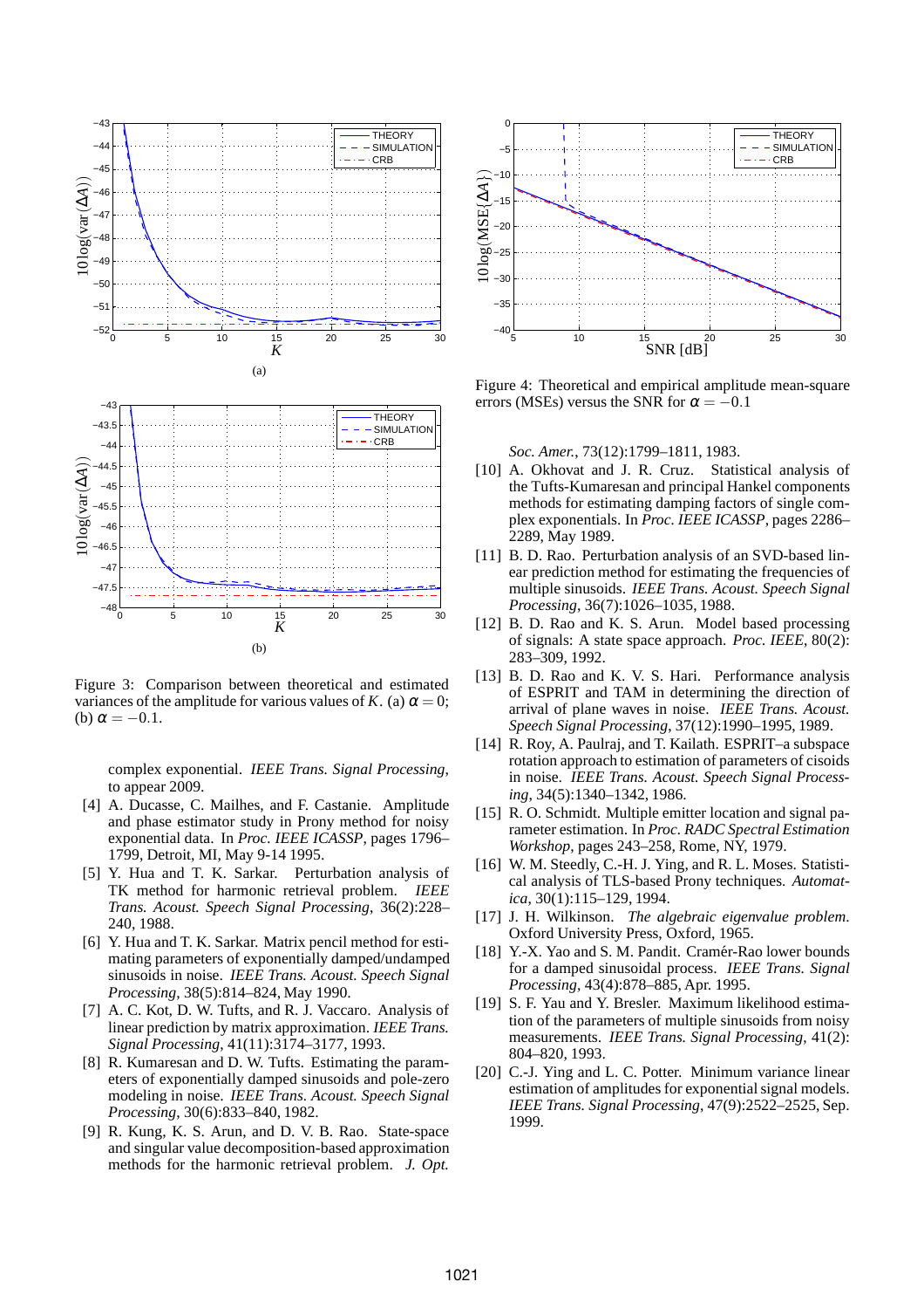−43
−44
−45
−46
−47
−48
−49
−50
−51
−52
0 5 10 15 20 25 30
$K$
$10\log(\text{var}(\Delta A))$
THEORY
SIMULATION
CRB

(a)

−43
−43.5
−44
−44.5
−45
−45.5
−46
−46.5
−47
−47.5
−48
0 5 10 15 20 25 30
$K$
$10\log(\text{var}(\Delta A))$
THEORY
SIMULATION
CRB

(b)

Figure 3: Comparison between theoretical and estimated variances of the amplitude for various values of $K$. (a) $\alpha = 0$; (b) $\alpha = -0.1$.

0
−5
−10
−15
−20
−25
−30
−35
−40
5 10 15 20 25 30
SNR [dB]
$10\log(\text{MSE}\{\Delta A\})$
THEORY
SIMULATION
CRB

Figure 4: Theoretical and empirical amplitude mean-square errors (MSEs) versus the SNR for $\alpha = -0.1$

complex exponential. *IEEE Trans. Signal Processing*, to appear 2009.

[4] A. Ducasse, C. Mailhes, and F. Castanie. Amplitude and phase estimator study in Prony method for noisy exponential data. In *Proc. IEEE ICASSP*, pages 1796–1799, Detroit, MI, May 9-14 1995.

[5] Y. Hua and T. K. Sarkar. Perturbation analysis of TK method for harmonic retrieval problem. *IEEE Trans. Acoust. Speech Signal Processing*, 36(2):228–240, 1988.

[6] Y. Hua and T. K. Sarkar. Matrix pencil method for estimating parameters of exponentially damped/undamped sinusoids in noise. *IEEE Trans. Acoust. Speech Signal Processing*, 38(5):814–824, May 1990.

[7] A. C. Kot, D. W. Tufts, and R. J. Vaccaro. Analysis of linear prediction by matrix approximation. *IEEE Trans. Signal Processing*, 41(11):3174–3177, 1993.

[8] R. Kumaresan and D. W. Tufts. Estimating the parameters of exponentially damped sinusoids and pole-zero modeling in noise. *IEEE Trans. Acoust. Speech Signal Processing*, 30(6):833–840, 1982.

[9] R. Kung, K. S. Arun, and D. V. B. Rao. State-space and singular value decomposition-based approximation methods for the harmonic retrieval problem. *J. Opt. Soc. Amer.*, 73(12):1799–1811, 1983.

[10] A. Okhovat and J. R. Cruz. Statistical analysis of the Tufts-Kumaresan and principal Hankel components methods for estimating damping factors of single complex exponentials. In *Proc. IEEE ICASSP*, pages 2286–2289, May 1989.

[11] B. D. Rao. Perturbation analysis of an SVD-based linear prediction method for estimating the frequencies of multiple sinusoids. *IEEE Trans. Acoust. Speech Signal Processing*, 36(7):1026–1035, 1988.

[12] B. D. Rao and K. S. Arun. Model based processing of signals: A state space approach. *Proc. IEEE*, 80(2):283–309, 1992.

[13] B. D. Rao and K. V. S. Hari. Performance analysis of ESPRIT and TAM in determining the direction of arrival of plane waves in noise. *IEEE Trans. Acoust. Speech Signal Processing*, 37(12):1990–1995, 1989.

[14] R. Roy, A. Paulraj, and T. Kailath. ESPRIT–a subspace rotation approach to estimation of parameters of cisoids in noise. *IEEE Trans. Acoust. Speech Signal Processing*, 34(5):1340–1342, 1986.

[15] R. O. Schmidt. Multiple emitter location and signal parameter estimation. In *Proc. RADC Spectral Estimation Workshop*, pages 243–258, Rome, NY, 1979.

[16] W. M. Steedly, C.-H. J. Ying, and R. L. Moses. Statistical analysis of TLS-based Prony techniques. *Automatica*, 30(1):115–129, 1994.

[17] J. H. Wilkinson. *The algebraic eigenvalue problem*. Oxford University Press, Oxford, 1965.

[18] Y.-X. Yao and S. M. Pandit. Cramér-Rao lower bounds for a damped sinusoidal process. *IEEE Trans. Signal Processing*, 43(4):878–885, Apr. 1995.

[19] S. F. Yau and Y. Bresler. Maximum likelihood estimation of the parameters of multiple sinusoids from noisy measurements. *IEEE Trans. Signal Processing*, 41(2):804–820, 1993.

[20] C.-J. Ying and L. C. Potter. Minimum variance linear estimation of amplitudes for exponential signal models. *IEEE Trans. Signal Processing*, 47(9):2522–2525, Sep. 1999.